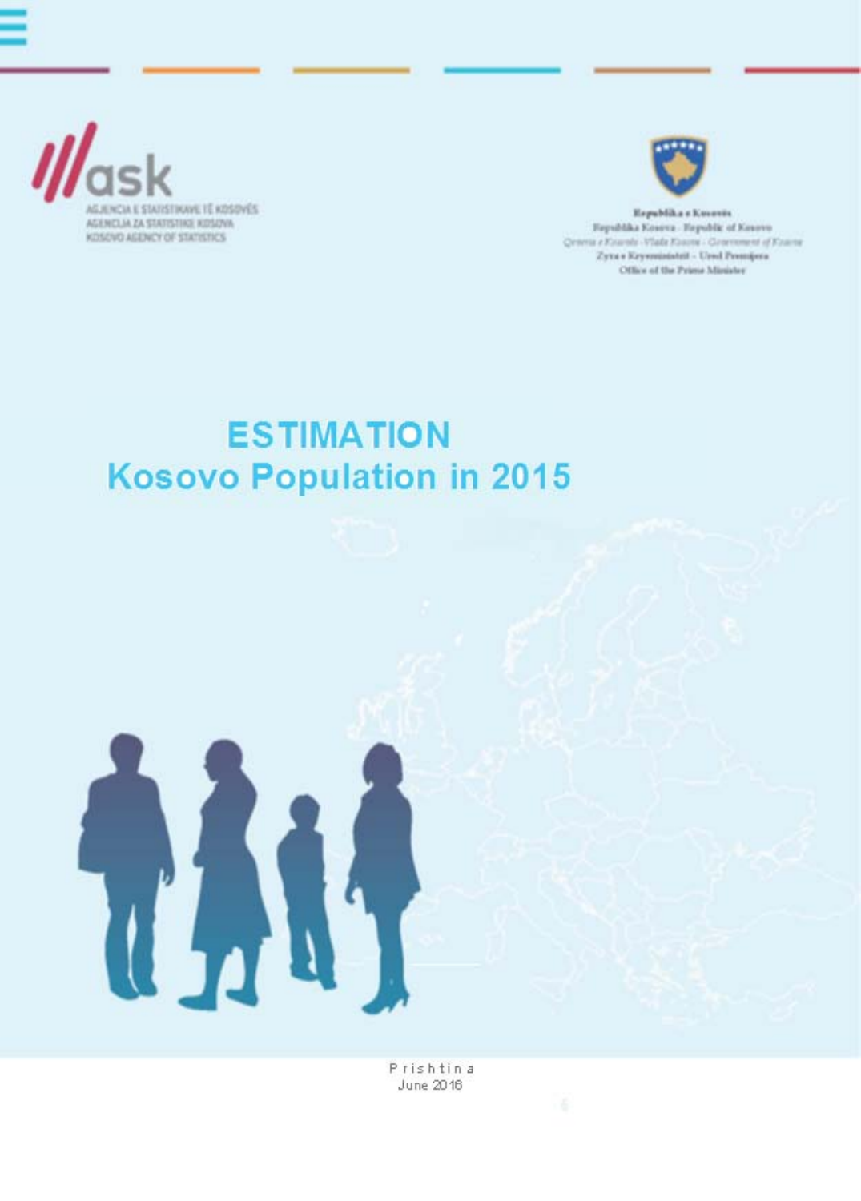AGJENCIA E STATISTIKAVE TË KOSOVËS
AGENCIJA ZA STATISTIKE KOSOVA
KOSOVO AGENCY OF STATISTICS

Republika e Kosovës
Republika Kosova - Republic of Kosovo
Qeveria e Kosovës - Vlada Kosova - Government of Kosovo
Zyra e Kryeministrit - Ured Premijera
Office of the Prime Minister

# ESTIMATION
# Kosovo Population in 2015

Prishtina
June 2016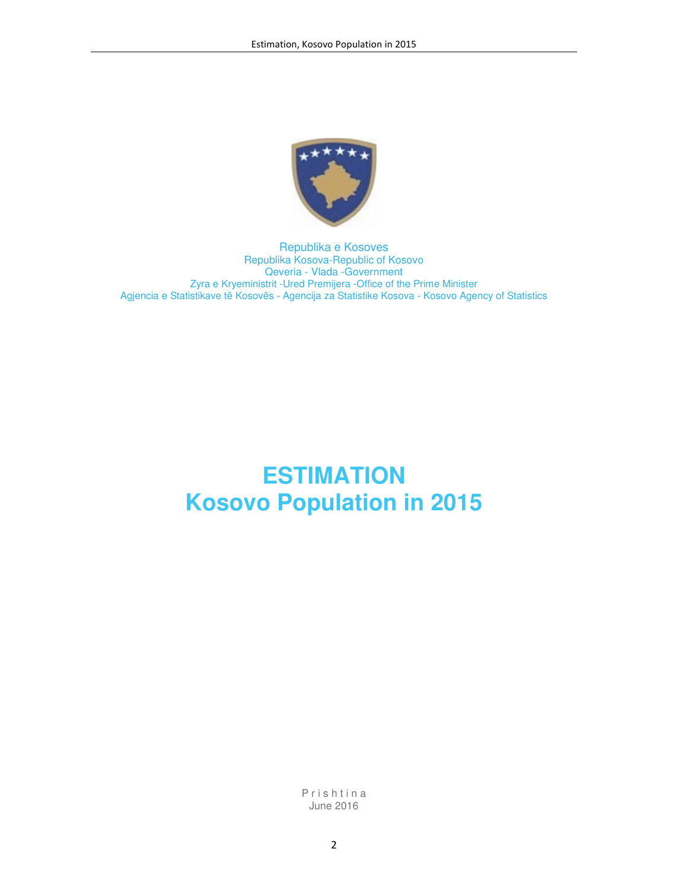Republika e Kosoves

Republika Kosova-Republic of Kosovo

Qeveria - Vlada -Government

Zyra e Kryeministrit -Ured Premijera -Office of the Prime Minister

Agjencia e Statistikave të Kosovës - Agencija za Statistike Kosova - Kosovo Agency of Statistics

# ESTIMATION
# Kosovo Population in 2015

P r i s h t i n a

June 2016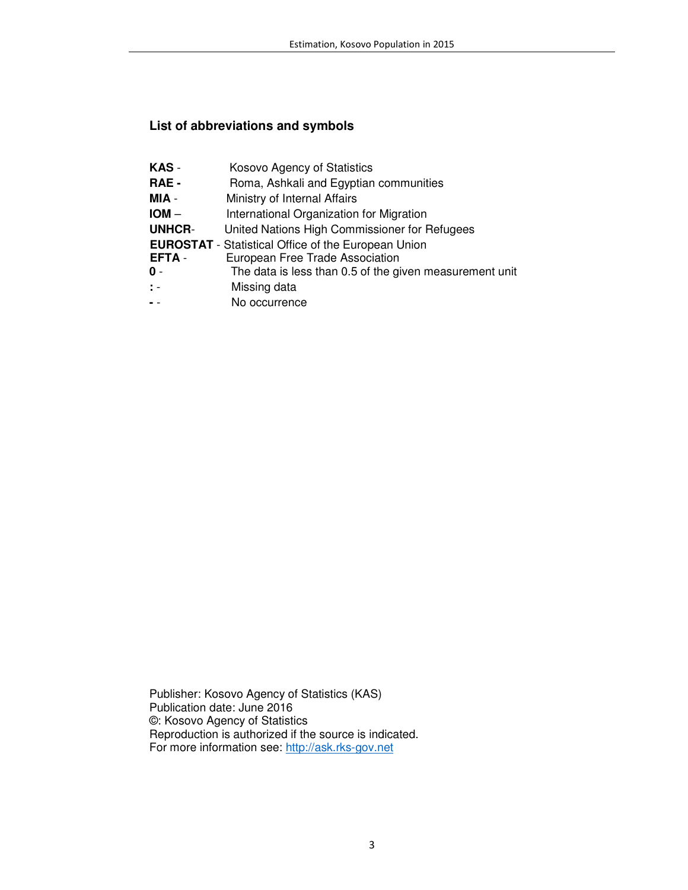### List of abbreviations and symbols

**KAS** - Kosovo Agency of Statistics
**RAE -** Roma, Ashkali and Egyptian communities
**MIA** - Ministry of Internal Affairs
**IOM** – International Organization for Migration
**UNHCR**- United Nations High Commissioner for Refugees
**EUROSTAT** - Statistical Office of the European Union
**EFTA** - European Free Trade Association
**0** - The data is less than 0.5 of the given measurement unit
**:** - Missing data
**-** - No occurrence

Publisher: Kosovo Agency of Statistics (KAS)
Publication date: June 2016
©: Kosovo Agency of Statistics
Reproduction is authorized if the source is indicated.
For more information see: http://ask.rks-gov.net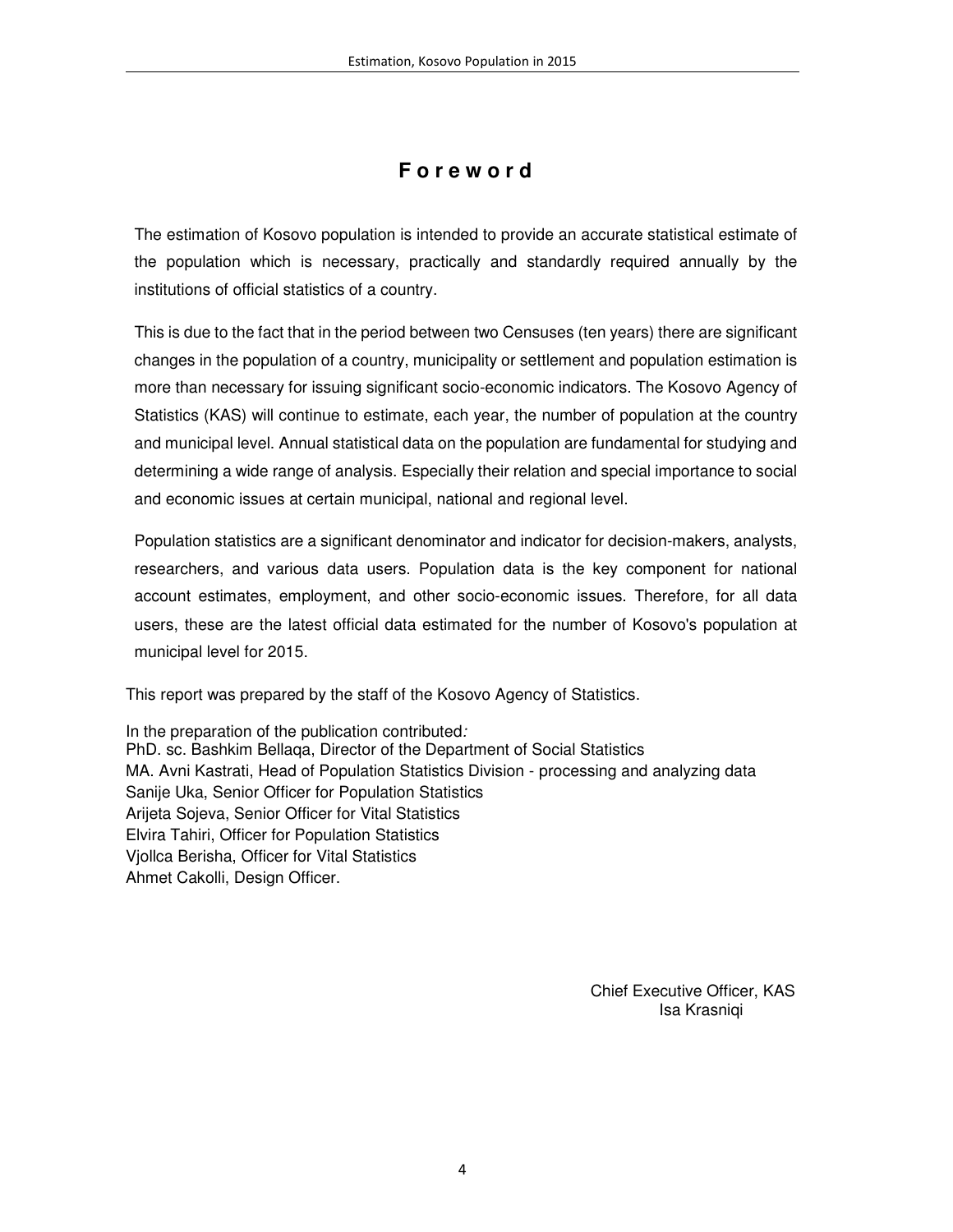# Foreword

The estimation of Kosovo population is intended to provide an accurate statistical estimate of the population which is necessary, practically and standardly required annually by the institutions of official statistics of a country.

This is due to the fact that in the period between two Censuses (ten years) there are significant changes in the population of a country, municipality or settlement and population estimation is more than necessary for issuing significant socio-economic indicators. The Kosovo Agency of Statistics (KAS) will continue to estimate, each year, the number of population at the country and municipal level. Annual statistical data on the population are fundamental for studying and determining a wide range of analysis. Especially their relation and special importance to social and economic issues at certain municipal, national and regional level.

Population statistics are a significant denominator and indicator for decision-makers, analysts, researchers, and various data users. Population data is the key component for national account estimates, employment, and other socio-economic issues. Therefore, for all data users, these are the latest official data estimated for the number of Kosovo's population at municipal level for 2015.

This report was prepared by the staff of the Kosovo Agency of Statistics.

In the preparation of the publication contributed*:*
PhD. sc. Bashkim Bellaqa, Director of the Department of Social Statistics
MA. Avni Kastrati, Head of Population Statistics Division - processing and analyzing data
Sanije Uka, Senior Officer for Population Statistics
Arijeta Sojeva, Senior Officer for Vital Statistics
Elvira Tahiri, Officer for Population Statistics
Vjollca Berisha, Officer for Vital Statistics
Ahmet Cakolli, Design Officer.

Chief Executive Officer, KAS
Isa Krasniqi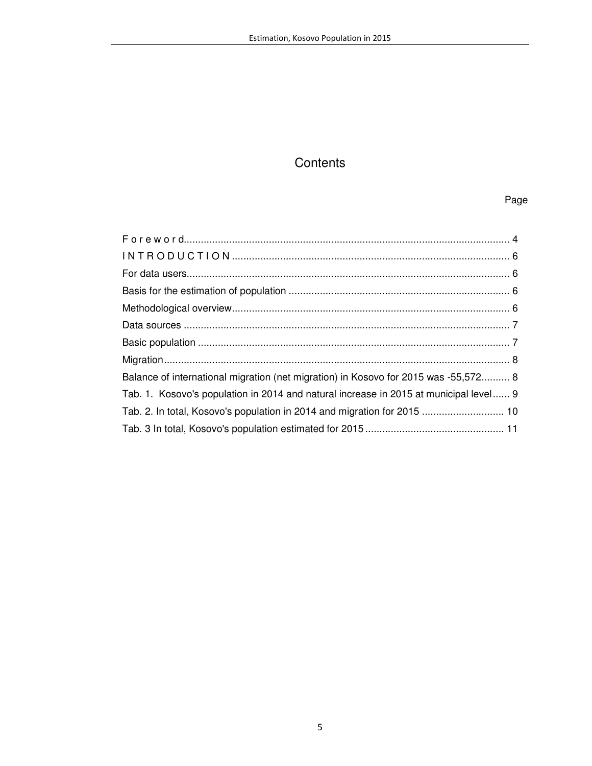# Contents

Page

F o r e w o r d ........................................................................................................ 4
I N T R O D U C T I O N ................................................................................................. 6
For data users.................................................................................................................. 6
Basis for the estimation of population ............................................................................. 6
Methodological overview................................................................................................. 6
Data sources ................................................................................................................... 7
Basic population .............................................................................................................. 7
Migration.......................................................................................................................... 8
Balance of international migration (net migration) in Kosovo for 2015 was -55,572.......... 8
Tab. 1. Kosovo's population in 2014 and natural increase in 2015 at municipal level...... 9
Tab. 2. In total, Kosovo's population in 2014 and migration for 2015 ............................. 10
Tab. 3 In total, Kosovo's population estimated for 2015 ................................................. 11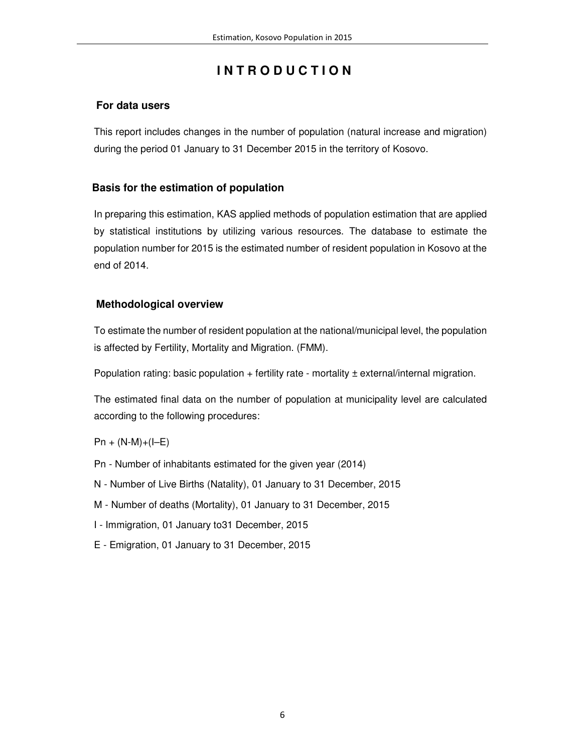# I N T R O D U C T I O N

## For data users

This report includes changes in the number of population (natural increase and migration) during the period 01 January to 31 December 2015 in the territory of Kosovo.

## Basis for the estimation of population

In preparing this estimation, KAS applied methods of population estimation that are applied by statistical institutions by utilizing various resources. The database to estimate the population number for 2015 is the estimated number of resident population in Kosovo at the end of 2014.

## Methodological overview

To estimate the number of resident population at the national/municipal level, the population is affected by Fertility, Mortality and Migration. (FMM).

Population rating: basic population + fertility rate - mortality ± external/internal migration.

The estimated final data on the number of population at municipality level are calculated according to the following procedures:

$P_n + (N-M)+(I–E)$

$P_n$ - Number of inhabitants estimated for the given year (2014)

N - Number of Live Births (Natality), 01 January to 31 December, 2015

M - Number of deaths (Mortality), 01 January to 31 December, 2015

I - Immigration, 01 January to31 December, 2015

E - Emigration, 01 January to 31 December, 2015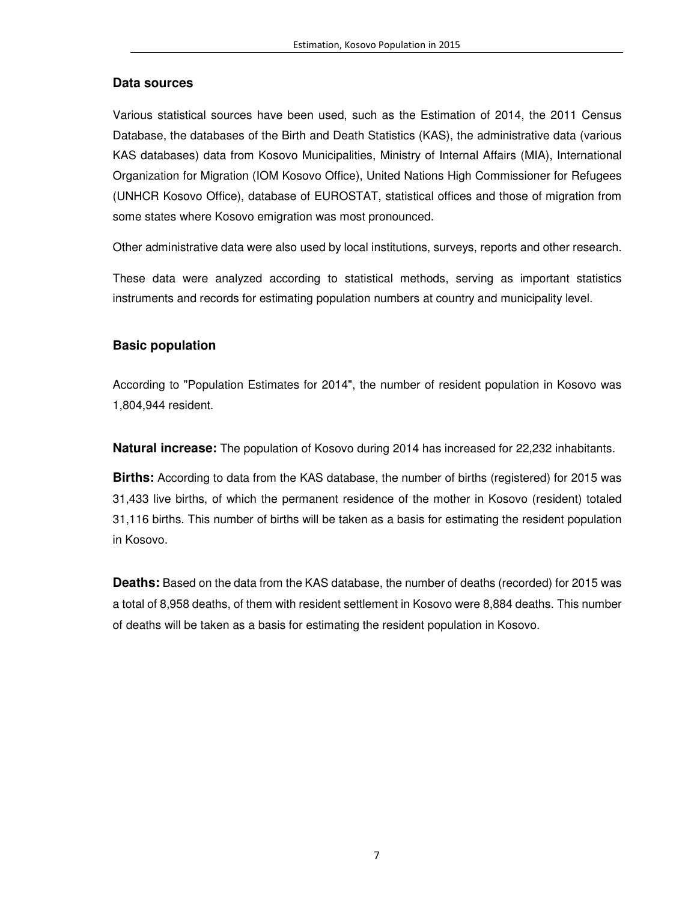## Data sources

Various statistical sources have been used, such as the Estimation of 2014, the 2011 Census Database, the databases of the Birth and Death Statistics (KAS), the administrative data (various KAS databases) data from Kosovo Municipalities, Ministry of Internal Affairs (MIA), International Organization for Migration (IOM Kosovo Office), United Nations High Commissioner for Refugees (UNHCR Kosovo Office), database of EUROSTAT, statistical offices and those of migration from some states where Kosovo emigration was most pronounced.

Other administrative data were also used by local institutions, surveys, reports and other research.

These data were analyzed according to statistical methods, serving as important statistics instruments and records for estimating population numbers at country and municipality level.

## Basic population

According to "Population Estimates for 2014", the number of resident population in Kosovo was 1,804,944 resident.

**Natural increase:** The population of Kosovo during 2014 has increased for 22,232 inhabitants.

**Births:** According to data from the KAS database, the number of births (registered) for 2015 was 31,433 live births, of which the permanent residence of the mother in Kosovo (resident) totaled 31,116 births. This number of births will be taken as a basis for estimating the resident population in Kosovo.

**Deaths:** Based on the data from the KAS database, the number of deaths (recorded) for 2015 was a total of 8,958 deaths, of them with resident settlement in Kosovo were 8,884 deaths. This number of deaths will be taken as a basis for estimating the resident population in Kosovo.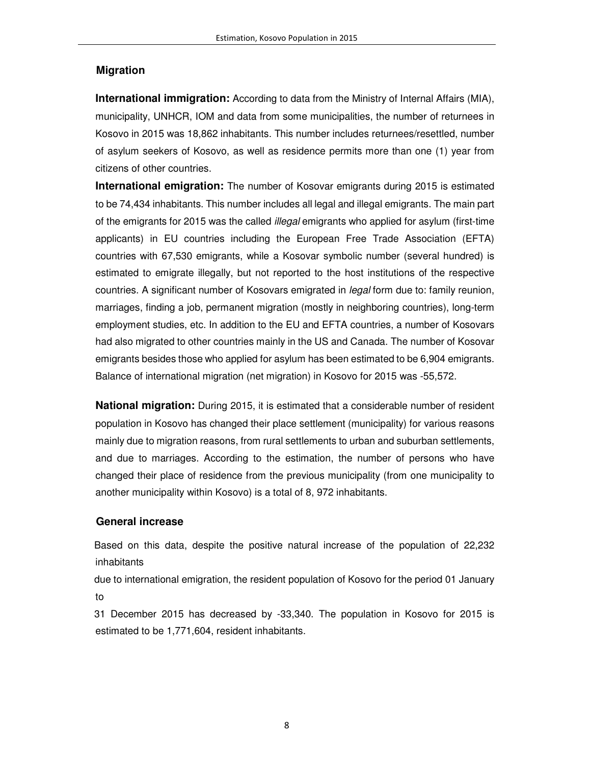## Migration

**International immigration:** According to data from the Ministry of Internal Affairs (MIA), municipality, UNHCR, IOM and data from some municipalities, the number of returnees in Kosovo in 2015 was 18,862 inhabitants. This number includes returnees/resettled, number of asylum seekers of Kosovo, as well as residence permits more than one (1) year from citizens of other countries.

**International emigration:** The number of Kosovar emigrants during 2015 is estimated to be 74,434 inhabitants. This number includes all legal and illegal emigrants. The main part of the emigrants for 2015 was the called *illegal* emigrants who applied for asylum (first-time applicants) in EU countries including the European Free Trade Association (EFTA) countries with 67,530 emigrants, while a Kosovar symbolic number (several hundred) is estimated to emigrate illegally, but not reported to the host institutions of the respective countries. A significant number of Kosovars emigrated in *legal* form due to: family reunion, marriages, finding a job, permanent migration (mostly in neighboring countries), long-term employment studies, etc. In addition to the EU and EFTA countries, a number of Kosovars had also migrated to other countries mainly in the US and Canada. The number of Kosovar emigrants besides those who applied for asylum has been estimated to be 6,904 emigrants. Balance of international migration (net migration) in Kosovo for 2015 was -55,572.

**National migration:** During 2015, it is estimated that a considerable number of resident population in Kosovo has changed their place settlement (municipality) for various reasons mainly due to migration reasons, from rural settlements to urban and suburban settlements, and due to marriages. According to the estimation, the number of persons who have changed their place of residence from the previous municipality (from one municipality to another municipality within Kosovo) is a total of 8, 972 inhabitants.

## General increase

Based on this data, despite the positive natural increase of the population of 22,232 inhabitants

due to international emigration, the resident population of Kosovo for the period 01 January to

31 December 2015 has decreased by -33,340. The population in Kosovo for 2015 is estimated to be 1,771,604, resident inhabitants.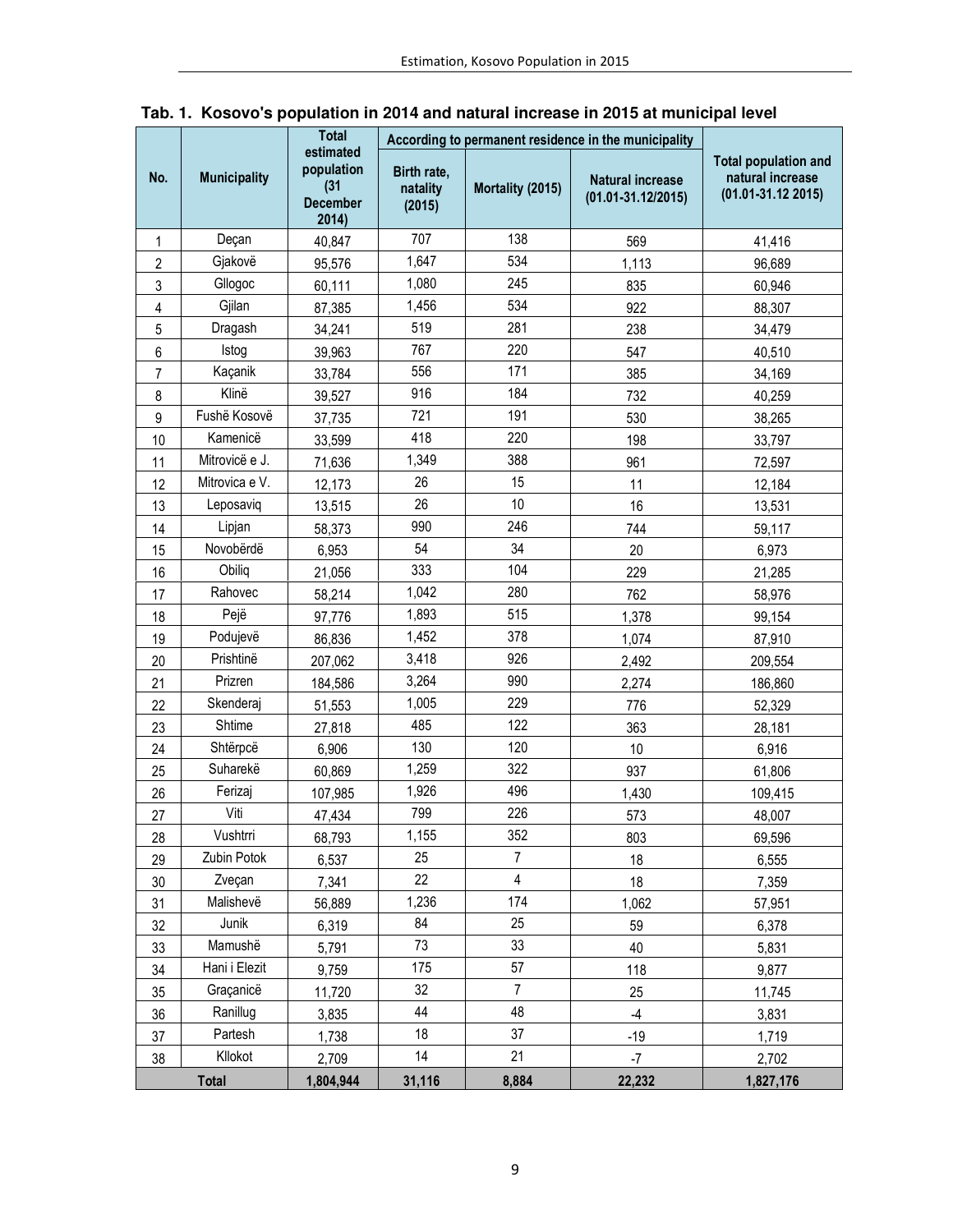**Tab. 1. Kosovo's population in 2014 and natural increase in 2015 at municipal level**

| No. | Municipality | Total estimated population (31 December 2014) | According to permanent residence in the municipality | | | Total population and natural increase (01.01-31.12 2015) |
|---|---|---|---|---|---|---|
| | | | Birth rate, natality (2015) | Mortality (2015) | Natural increase (01.01-31.12/2015) | |
| 1 | Deçan | 40,847 | 707 | 138 | 569 | 41,416 |
| 2 | Gjakovë | 95,576 | 1,647 | 534 | 1,113 | 96,689 |
| 3 | Gllogoc | 60,111 | 1,080 | 245 | 835 | 60,946 |
| 4 | Gjilan | 87,385 | 1,456 | 534 | 922 | 88,307 |
| 5 | Dragash | 34,241 | 519 | 281 | 238 | 34,479 |
| 6 | Istog | 39,963 | 767 | 220 | 547 | 40,510 |
| 7 | Kaçanik | 33,784 | 556 | 171 | 385 | 34,169 |
| 8 | Klinë | 39,527 | 916 | 184 | 732 | 40,259 |
| 9 | Fushë Kosovë | 37,735 | 721 | 191 | 530 | 38,265 |
| 10 | Kamenicë | 33,599 | 418 | 220 | 198 | 33,797 |
| 11 | Mitrovicë e J. | 71,636 | 1,349 | 388 | 961 | 72,597 |
| 12 | Mitrovica e V. | 12,173 | 26 | 15 | 11 | 12,184 |
| 13 | Leposaviq | 13,515 | 26 | 10 | 16 | 13,531 |
| 14 | Lipjan | 58,373 | 990 | 246 | 744 | 59,117 |
| 15 | Novobërdë | 6,953 | 54 | 34 | 20 | 6,973 |
| 16 | Obiliq | 21,056 | 333 | 104 | 229 | 21,285 |
| 17 | Rahovec | 58,214 | 1,042 | 280 | 762 | 58,976 |
| 18 | Pejë | 97,776 | 1,893 | 515 | 1,378 | 99,154 |
| 19 | Podujevë | 86,836 | 1,452 | 378 | 1,074 | 87,910 |
| 20 | Prishtinë | 207,062 | 3,418 | 926 | 2,492 | 209,554 |
| 21 | Prizren | 184,586 | 3,264 | 990 | 2,274 | 186,860 |
| 22 | Skenderaj | 51,553 | 1,005 | 229 | 776 | 52,329 |
| 23 | Shtime | 27,818 | 485 | 122 | 363 | 28,181 |
| 24 | Shtërpcë | 6,906 | 130 | 120 | 10 | 6,916 |
| 25 | Suharekë | 60,869 | 1,259 | 322 | 937 | 61,806 |
| 26 | Ferizaj | 107,985 | 1,926 | 496 | 1,430 | 109,415 |
| 27 | Viti | 47,434 | 799 | 226 | 573 | 48,007 |
| 28 | Vushtrri | 68,793 | 1,155 | 352 | 803 | 69,596 |
| 29 | Zubin Potok | 6,537 | 25 | 7 | 18 | 6,555 |
| 30 | Zveçan | 7,341 | 22 | 4 | 18 | 7,359 |
| 31 | Malishevë | 56,889 | 1,236 | 174 | 1,062 | 57,951 |
| 32 | Junik | 6,319 | 84 | 25 | 59 | 6,378 |
| 33 | Mamushë | 5,791 | 73 | 33 | 40 | 5,831 |
| 34 | Hani i Elezit | 9,759 | 175 | 57 | 118 | 9,877 |
| 35 | Graçanicë | 11,720 | 32 | 7 | 25 | 11,745 |
| 36 | Ranillug | 3,835 | 44 | 48 | -4 | 3,831 |
| 37 | Partesh | 1,738 | 18 | 37 | -19 | 1,719 |
| 38 | Kllokot | 2,709 | 14 | 21 | -7 | 2,702 |
| **Total** | | **1,804,944** | **31,116** | **8,884** | **22,232** | **1,827,176** |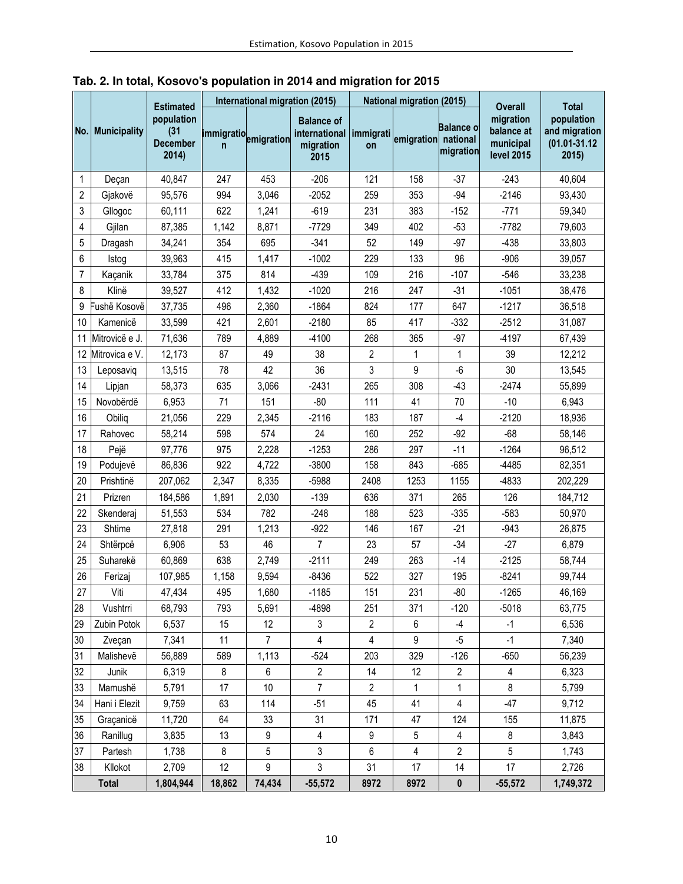**Tab. 2. In total, Kosovo's population in 2014 and migration for 2015**

| No. | Municipality | Estimated population (31 December 2014) | International migration (2015) | | | National migration (2015) | | | Overall migration balance at municipal level 2015 | Total population and migration (01.01-31.12 2015) |
|---|---|---|---|---|---|---|---|---|---|---|
| | | | immigration | emigration | Balance of international migration 2015 | immigration | emigration | Balance of national migration | | |
| 1 | Deçan | 40,847 | 247 | 453 | -206 | 121 | 158 | -37 | -243 | 40,604 |
| 2 | Gjakovë | 95,576 | 994 | 3,046 | -2052 | 259 | 353 | -94 | -2146 | 93,430 |
| 3 | Gllogoc | 60,111 | 622 | 1,241 | -619 | 231 | 383 | -152 | -771 | 59,340 |
| 4 | Gjilan | 87,385 | 1,142 | 8,871 | -7729 | 349 | 402 | -53 | -7782 | 79,603 |
| 5 | Dragash | 34,241 | 354 | 695 | -341 | 52 | 149 | -97 | -438 | 33,803 |
| 6 | Istog | 39,963 | 415 | 1,417 | -1002 | 229 | 133 | 96 | -906 | 39,057 |
| 7 | Kaçanik | 33,784 | 375 | 814 | -439 | 109 | 216 | -107 | -546 | 33,238 |
| 8 | Klinë | 39,527 | 412 | 1,432 | -1020 | 216 | 247 | -31 | -1051 | 38,476 |
| 9 | Fushë Kosovë | 37,735 | 496 | 2,360 | -1864 | 824 | 177 | 647 | -1217 | 36,518 |
| 10 | Kamenicë | 33,599 | 421 | 2,601 | -2180 | 85 | 417 | -332 | -2512 | 31,087 |
| 11 | Mitrovicë e J. | 71,636 | 789 | 4,889 | -4100 | 268 | 365 | -97 | -4197 | 67,439 |
| 12 | Mitrovica e V. | 12,173 | 87 | 49 | 38 | 2 | 1 | 1 | 39 | 12,212 |
| 13 | Leposaviq | 13,515 | 78 | 42 | 36 | 3 | 9 | -6 | 30 | 13,545 |
| 14 | Lipjan | 58,373 | 635 | 3,066 | -2431 | 265 | 308 | -43 | -2474 | 55,899 |
| 15 | Novobërdë | 6,953 | 71 | 151 | -80 | 111 | 41 | 70 | -10 | 6,943 |
| 16 | Obiliq | 21,056 | 229 | 2,345 | -2116 | 183 | 187 | -4 | -2120 | 18,936 |
| 17 | Rahovec | 58,214 | 598 | 574 | 24 | 160 | 252 | -92 | -68 | 58,146 |
| 18 | Pejë | 97,776 | 975 | 2,228 | -1253 | 286 | 297 | -11 | -1264 | 96,512 |
| 19 | Podujevë | 86,836 | 922 | 4,722 | -3800 | 158 | 843 | -685 | -4485 | 82,351 |
| 20 | Prishtinë | 207,062 | 2,347 | 8,335 | -5988 | 2408 | 1253 | 1155 | -4833 | 202,229 |
| 21 | Prizren | 184,586 | 1,891 | 2,030 | -139 | 636 | 371 | 265 | 126 | 184,712 |
| 22 | Skenderaj | 51,553 | 534 | 782 | -248 | 188 | 523 | -335 | -583 | 50,970 |
| 23 | Shtime | 27,818 | 291 | 1,213 | -922 | 146 | 167 | -21 | -943 | 26,875 |
| 24 | Shtërpcë | 6,906 | 53 | 46 | 7 | 23 | 57 | -34 | -27 | 6,879 |
| 25 | Suharekë | 60,869 | 638 | 2,749 | -2111 | 249 | 263 | -14 | -2125 | 58,744 |
| 26 | Ferizaj | 107,985 | 1,158 | 9,594 | -8436 | 522 | 327 | 195 | -8241 | 99,744 |
| 27 | Viti | 47,434 | 495 | 1,680 | -1185 | 151 | 231 | -80 | -1265 | 46,169 |
| 28 | Vushtrri | 68,793 | 793 | 5,691 | -4898 | 251 | 371 | -120 | -5018 | 63,775 |
| 29 | Zubin Potok | 6,537 | 15 | 12 | 3 | 2 | 6 | -4 | -1 | 6,536 |
| 30 | Zveçan | 7,341 | 11 | 7 | 4 | 4 | 9 | -5 | -1 | 7,340 |
| 31 | Malishevë | 56,889 | 589 | 1,113 | -524 | 203 | 329 | -126 | -650 | 56,239 |
| 32 | Junik | 6,319 | 8 | 6 | 2 | 14 | 12 | 2 | 4 | 6,323 |
| 33 | Mamushë | 5,791 | 17 | 10 | 7 | 2 | 1 | 1 | 8 | 5,799 |
| 34 | Hani i Elezit | 9,759 | 63 | 114 | -51 | 45 | 41 | 4 | -47 | 9,712 |
| 35 | Graçanicë | 11,720 | 64 | 33 | 31 | 171 | 47 | 124 | 155 | 11,875 |
| 36 | Ranillug | 3,835 | 13 | 9 | 4 | 9 | 5 | 4 | 8 | 3,843 |
| 37 | Partesh | 1,738 | 8 | 5 | 3 | 6 | 4 | 2 | 5 | 1,743 |
| 38 | Kllokot | 2,709 | 12 | 9 | 3 | 31 | 17 | 14 | 17 | 2,726 |
| | **Total** | **1,804,944** | **18,862** | **74,434** | **-55,572** | **8972** | **8972** | **0** | **-55,572** | **1,749,372** |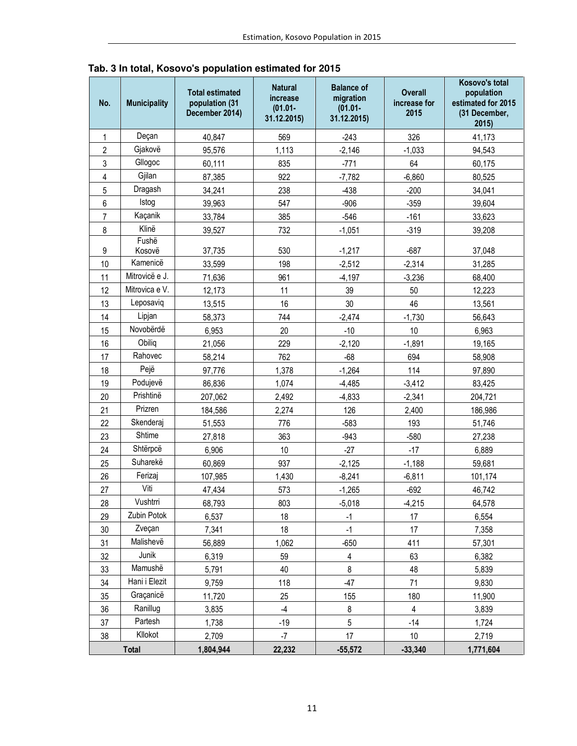**Tab. 3 In total, Kosovo's population estimated for 2015**

| No. | Municipality | Total estimated population (31 December 2014) | Natural increase (01.01-31.12.2015) | Balance of migration (01.01-31.12.2015) | Overall increase for 2015 | Kosovo's total population estimated for 2015 (31 December, 2015) |
|---|---|---|---|---|---|---|
| 1 | Deçan | 40,847 | 569 | -243 | 326 | 41,173 |
| 2 | Gjakovë | 95,576 | 1,113 | -2,146 | -1,033 | 94,543 |
| 3 | Gllogoc | 60,111 | 835 | -771 | 64 | 60,175 |
| 4 | Gjilan | 87,385 | 922 | -7,782 | -6,860 | 80,525 |
| 5 | Dragash | 34,241 | 238 | -438 | -200 | 34,041 |
| 6 | Istog | 39,963 | 547 | -906 | -359 | 39,604 |
| 7 | Kaçanik | 33,784 | 385 | -546 | -161 | 33,623 |
| 8 | Klinë | 39,527 | 732 | -1,051 | -319 | 39,208 |
| 9 | Fushë Kosovë | 37,735 | 530 | -1,217 | -687 | 37,048 |
| 10 | Kamenicë | 33,599 | 198 | -2,512 | -2,314 | 31,285 |
| 11 | Mitrovicë e J. | 71,636 | 961 | -4,197 | -3,236 | 68,400 |
| 12 | Mitrovica e V. | 12,173 | 11 | 39 | 50 | 12,223 |
| 13 | Leposaviq | 13,515 | 16 | 30 | 46 | 13,561 |
| 14 | Lipjan | 58,373 | 744 | -2,474 | -1,730 | 56,643 |
| 15 | Novobërdë | 6,953 | 20 | -10 | 10 | 6,963 |
| 16 | Obiliq | 21,056 | 229 | -2,120 | -1,891 | 19,165 |
| 17 | Rahovec | 58,214 | 762 | -68 | 694 | 58,908 |
| 18 | Pejë | 97,776 | 1,378 | -1,264 | 114 | 97,890 |
| 19 | Podujevë | 86,836 | 1,074 | -4,485 | -3,412 | 83,425 |
| 20 | Prishtinë | 207,062 | 2,492 | -4,833 | -2,341 | 204,721 |
| 21 | Prizren | 184,586 | 2,274 | 126 | 2,400 | 186,986 |
| 22 | Skenderaj | 51,553 | 776 | -583 | 193 | 51,746 |
| 23 | Shtime | 27,818 | 363 | -943 | -580 | 27,238 |
| 24 | Shtërpcë | 6,906 | 10 | -27 | -17 | 6,889 |
| 25 | Suharekë | 60,869 | 937 | -2,125 | -1,188 | 59,681 |
| 26 | Ferizaj | 107,985 | 1,430 | -8,241 | -6,811 | 101,174 |
| 27 | Viti | 47,434 | 573 | -1,265 | -692 | 46,742 |
| 28 | Vushtrri | 68,793 | 803 | -5,018 | -4,215 | 64,578 |
| 29 | Zubin Potok | 6,537 | 18 | -1 | 17 | 6,554 |
| 30 | Zveçan | 7,341 | 18 | -1 | 17 | 7,358 |
| 31 | Malishevë | 56,889 | 1,062 | -650 | 411 | 57,301 |
| 32 | Junik | 6,319 | 59 | 4 | 63 | 6,382 |
| 33 | Mamushë | 5,791 | 40 | 8 | 48 | 5,839 |
| 34 | Hani i Elezit | 9,759 | 118 | -47 | 71 | 9,830 |
| 35 | Graçanicë | 11,720 | 25 | 155 | 180 | 11,900 |
| 36 | Ranillug | 3,835 | -4 | 8 | 4 | 3,839 |
| 37 | Partesh | 1,738 | -19 | 5 | -14 | 1,724 |
| 38 | Kllokot | 2,709 | -7 | 17 | 10 | 2,719 |
| **Total** | | **1,804,944** | **22,232** | **-55,572** | **-33,340** | **1,771,604** |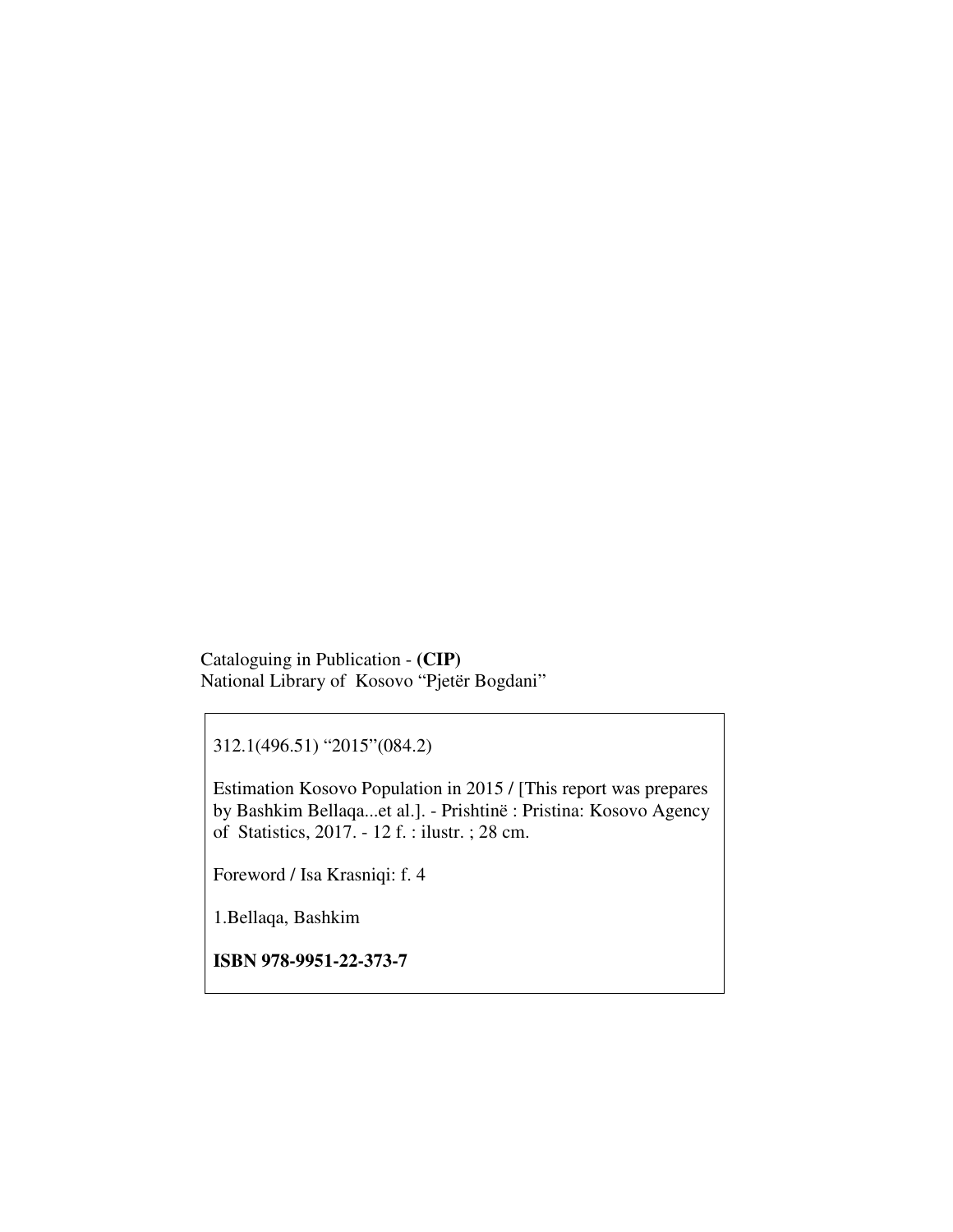Cataloguing in Publication - **(CIP)**
National Library of Kosovo "Pjetër Bogdani"

312.1(496.51) "2015"(084.2)

Estimation Kosovo Population in 2015 / [This report was prepares by Bashkim Bellaqa...et al.]. - Prishtinë : Pristina: Kosovo Agency of Statistics, 2017. - 12 f. : ilustr. ; 28 cm.

Foreword / Isa Krasniqi: f. 4

1.Bellaqa, Bashkim

**ISBN 978-9951-22-373-7**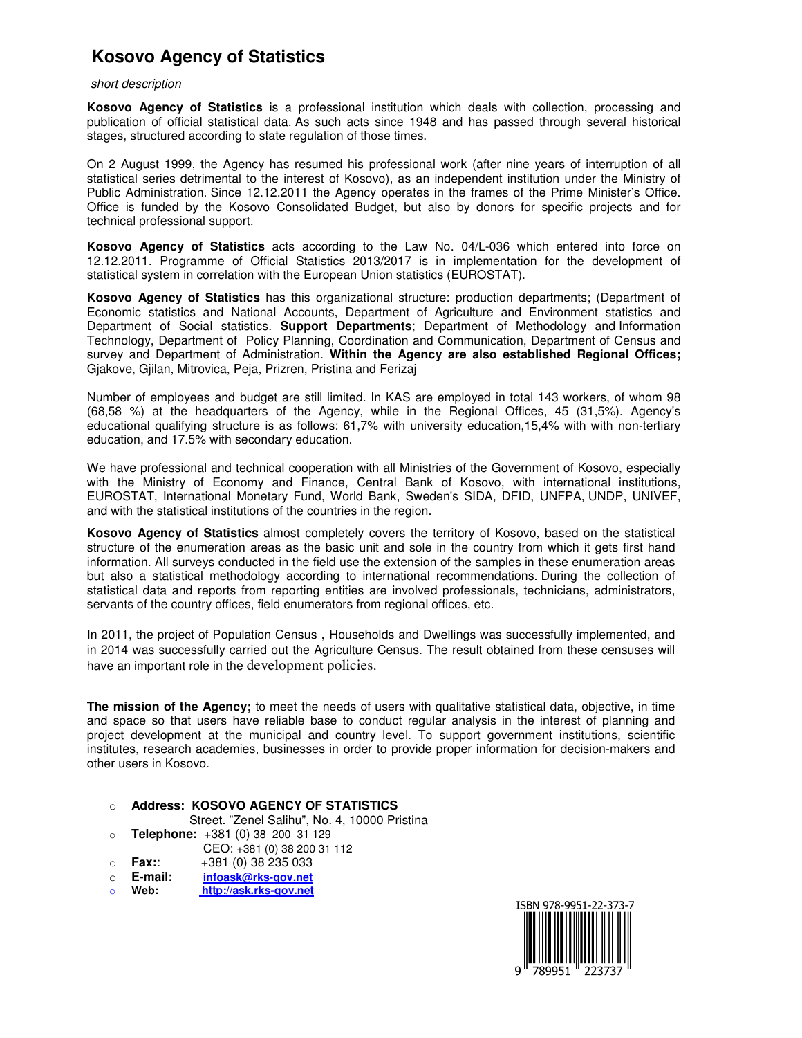# Kosovo Agency of Statistics

*short description*

**Kosovo Agency of Statistics** is a professional institution which deals with collection, processing and publication of official statistical data. As such acts since 1948 and has passed through several historical stages, structured according to state regulation of those times.

On 2 August 1999, the Agency has resumed his professional work (after nine years of interruption of all statistical series detrimental to the interest of Kosovo), as an independent institution under the Ministry of Public Administration. Since 12.12.2011 the Agency operates in the frames of the Prime Minister's Office. Office is funded by the Kosovo Consolidated Budget, but also by donors for specific projects and for technical professional support.

**Kosovo Agency of Statistics** acts according to the Law No. 04/L-036 which entered into force on 12.12.2011. Programme of Official Statistics 2013/2017 is in implementation for the development of statistical system in correlation with the European Union statistics (EUROSTAT).

**Kosovo Agency of Statistics** has this organizational structure: production departments; (Department of Economic statistics and National Accounts, Department of Agriculture and Environment statistics and Department of Social statistics. **Support Departments**; Department of Methodology and Information Technology, Department of Policy Planning, Coordination and Communication, Department of Census and survey and Department of Administration. **Within the Agency are also established Regional Offices;** Gjakove, Gjilan, Mitrovica, Peja, Prizren, Pristina and Ferizaj

Number of employees and budget are still limited. In KAS are employed in total 143 workers, of whom 98 (68,58 %) at the headquarters of the Agency, while in the Regional Offices, 45 (31,5%). Agency's educational qualifying structure is as follows: 61,7% with university education,15,4% with with non-tertiary education, and 17.5% with secondary education.

We have professional and technical cooperation with all Ministries of the Government of Kosovo, especially with the Ministry of Economy and Finance, Central Bank of Kosovo, with international institutions, EUROSTAT, International Monetary Fund, World Bank, Sweden's SIDA, DFID, UNFPA, UNDP, UNIVEF, and with the statistical institutions of the countries in the region.

**Kosovo Agency of Statistics** almost completely covers the territory of Kosovo, based on the statistical structure of the enumeration areas as the basic unit and sole in the country from which it gets first hand information. All surveys conducted in the field use the extension of the samples in these enumeration areas but also a statistical methodology according to international recommendations. During the collection of statistical data and reports from reporting entities are involved professionals, technicians, administrators, servants of the country offices, field enumerators from regional offices, etc.

In 2011, the project of Population Census , Households and Dwellings was successfully implemented, and in 2014 was successfully carried out the Agriculture Census. The result obtained from these censuses will have an important role in the development policies.

**The mission of the Agency;** to meet the needs of users with qualitative statistical data, objective, in time and space so that users have reliable base to conduct regular analysis in the interest of planning and project development at the municipal and country level. To support government institutions, scientific institutes, research academies, businesses in order to provide proper information for decision-makers and other users in Kosovo.

- **Address: KOSOVO AGENCY OF STATISTICS**
  Street. "Zenel Salihu", No. 4, 10000 Pristina
- **Telephone:** +381 (0) 38 200 31 129
  CEO: +381 (0) 38 200 31 112
- **Fax:**: +381 (0) 38 235 033
- **E-mail:** infoask@rks-gov.net
- **Web:** http://ask.rks-gov.net

ISBN 978-9951-22-373-7

9 789951 223737